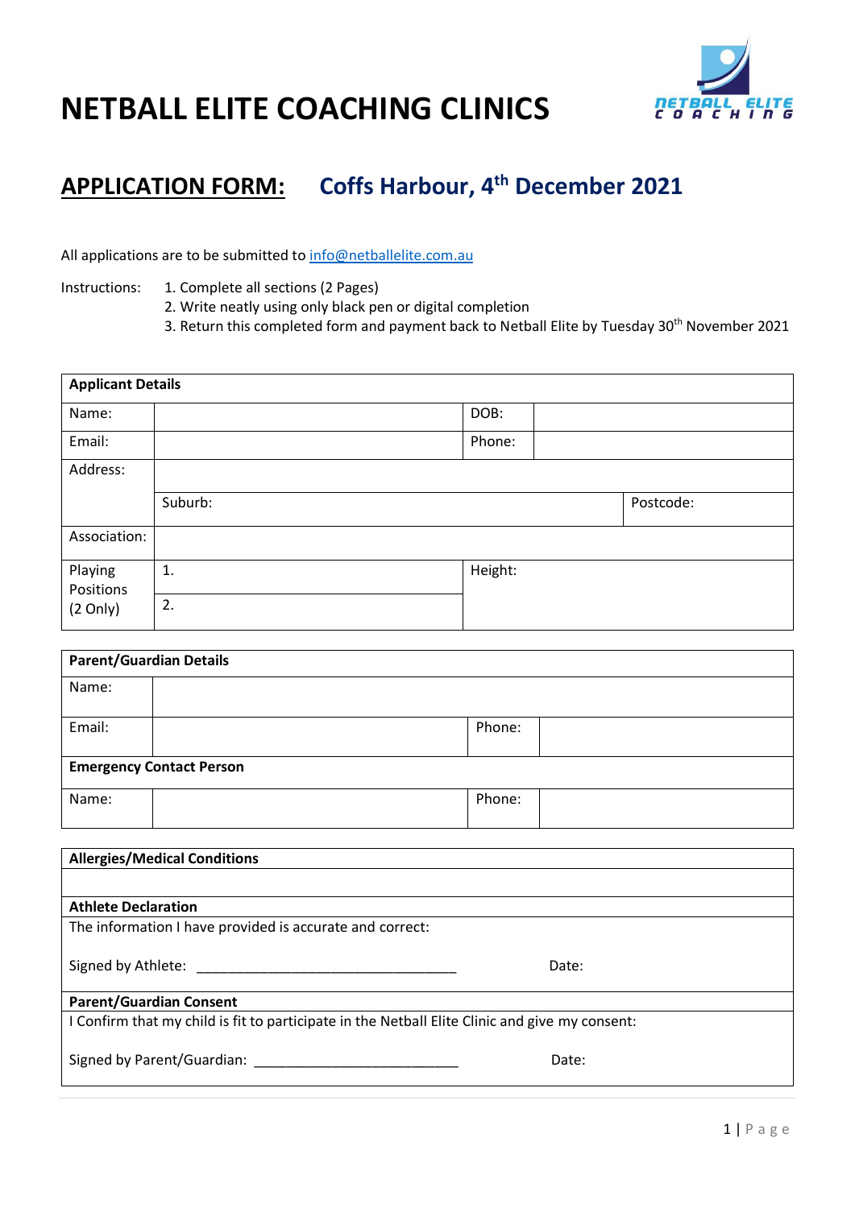# NETBALL ELITE COACHING CLINICS

## APPLICATION FORM: Coffs Harbour, 4th December 2021

All applications are to be submitted to info@netballelite.com.au

Instructions:
1. Complete all sections (2 Pages)
2. Write neatly using only black pen or digital completion
3. Return this completed form and payment back to Netball Elite by Tuesday 30th November 2021

| **Applicant Details** | | | |
|---|---|---|---|
| Name: | | DOB: | |
| Email: | | Phone: | |
| Address: | | | |
| | Suburb: | | Postcode: |
| Association: | | | |
| Playing Positions (2 Only) | 1. | Height: | |
| | 2. | | |

| **Parent/Guardian Details** | | | |
|---|---|---|---|
| Name: | | | |
| Email: | | Phone: | |
| **Emergency Contact Person** | | | |
| Name: | | Phone: | |

**Allergies/Medical Conditions**

**Athlete Declaration**

The information I have provided is accurate and correct:

Signed by Athlete: ___________________________________ Date:

**Parent/Guardian Consent**

I Confirm that my child is fit to participate in the Netball Elite Clinic and give my consent:

Signed by Parent/Guardian: ___________________________ Date: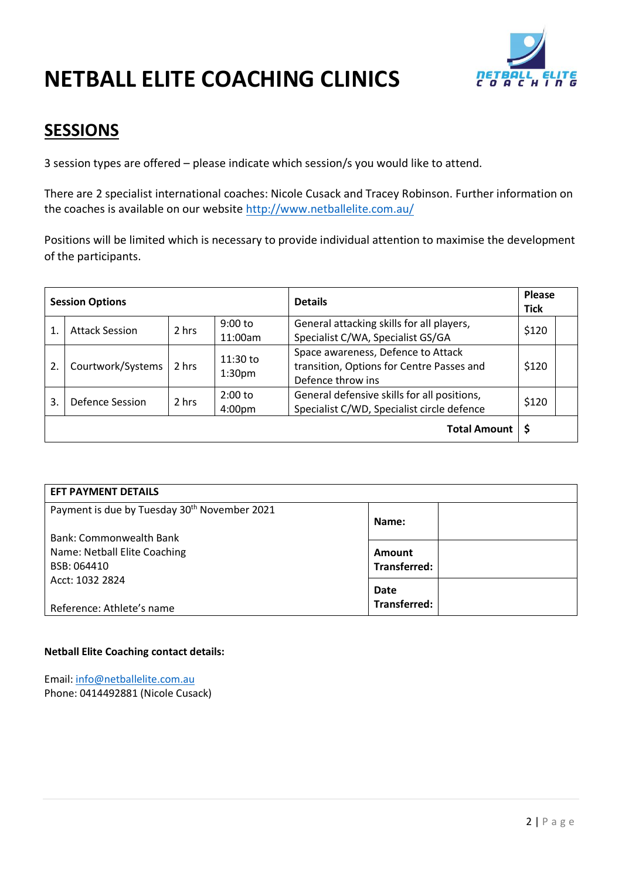# NETBALL ELITE COACHING CLINICS

## SESSIONS

3 session types are offered – please indicate which session/s you would like to attend.

There are 2 specialist international coaches: Nicole Cusack and Tracey Robinson. Further information on the coaches is available on our website http://www.netballelite.com.au/

Positions will be limited which is necessary to provide individual attention to maximise the development of the participants.

| **Session Options** | | | | **Details** | **Please Tick** | |
|---|---|---|---|---|---|---|
| 1. | Attack Session | 2 hrs | 9:00 to 11:00am | General attacking skills for all players, Specialist C/WA, Specialist GS/GA | $120 | |
| 2. | Courtwork/Systems | 2 hrs | 11:30 to 1:30pm | Space awareness, Defence to Attack transition, Options for Centre Passes and Defence throw ins | $120 | |
| 3. | Defence Session | 2 hrs | 2:00 to 4:00pm | General defensive skills for all positions, Specialist C/WD, Specialist circle defence | $120 | |
| | | | | **Total Amount** | **$** | |

| **EFT PAYMENT DETAILS** | | |
|---|---|---|
| Payment is due by Tuesday 30th November 2021 | **Name:** | |
| Bank: Commonwealth Bank<br>Name: Netball Elite Coaching<br>BSB: 064410<br>Acct: 1032 2824 | **Amount Transferred:** | |
| Reference: Athlete's name | **Date Transferred:** | |

**Netball Elite Coaching contact details:**

Email: info@netballelite.com.au
Phone: 0414492881 (Nicole Cusack)